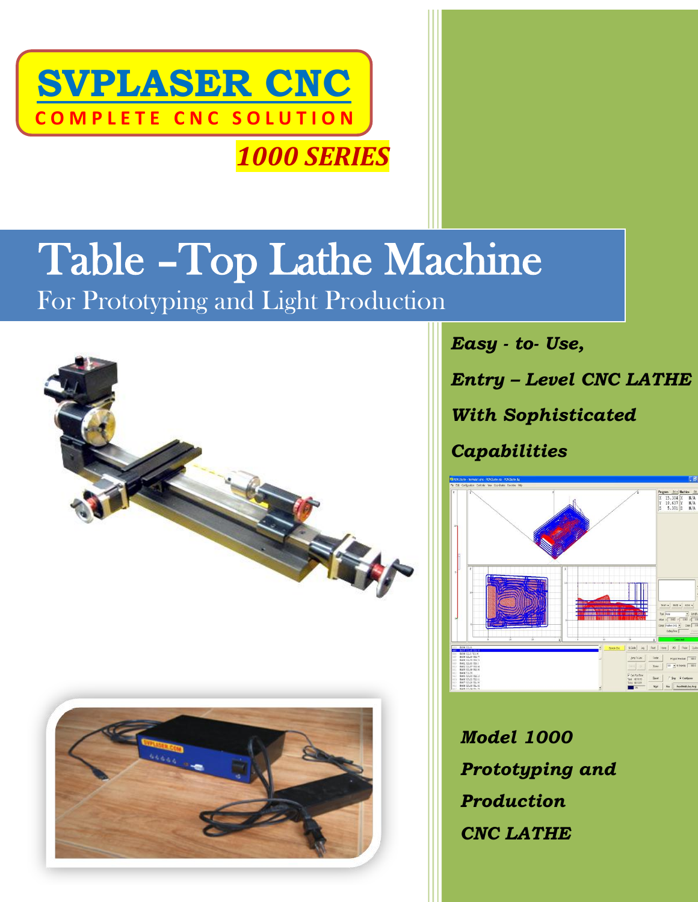# SVPLASER CNC

**COMPLETE CNC SOLUTION**

***1000 SERIES***

# Table –Top Lathe Machine

## For Prototyping and Light Production

***Easy - to- Use,***

***Entry – Level CNC LATHE***

***With Sophisticated***

***Capabilities***

***Model 1000***

***Prototyping and***

***Production***

***CNC LATHE***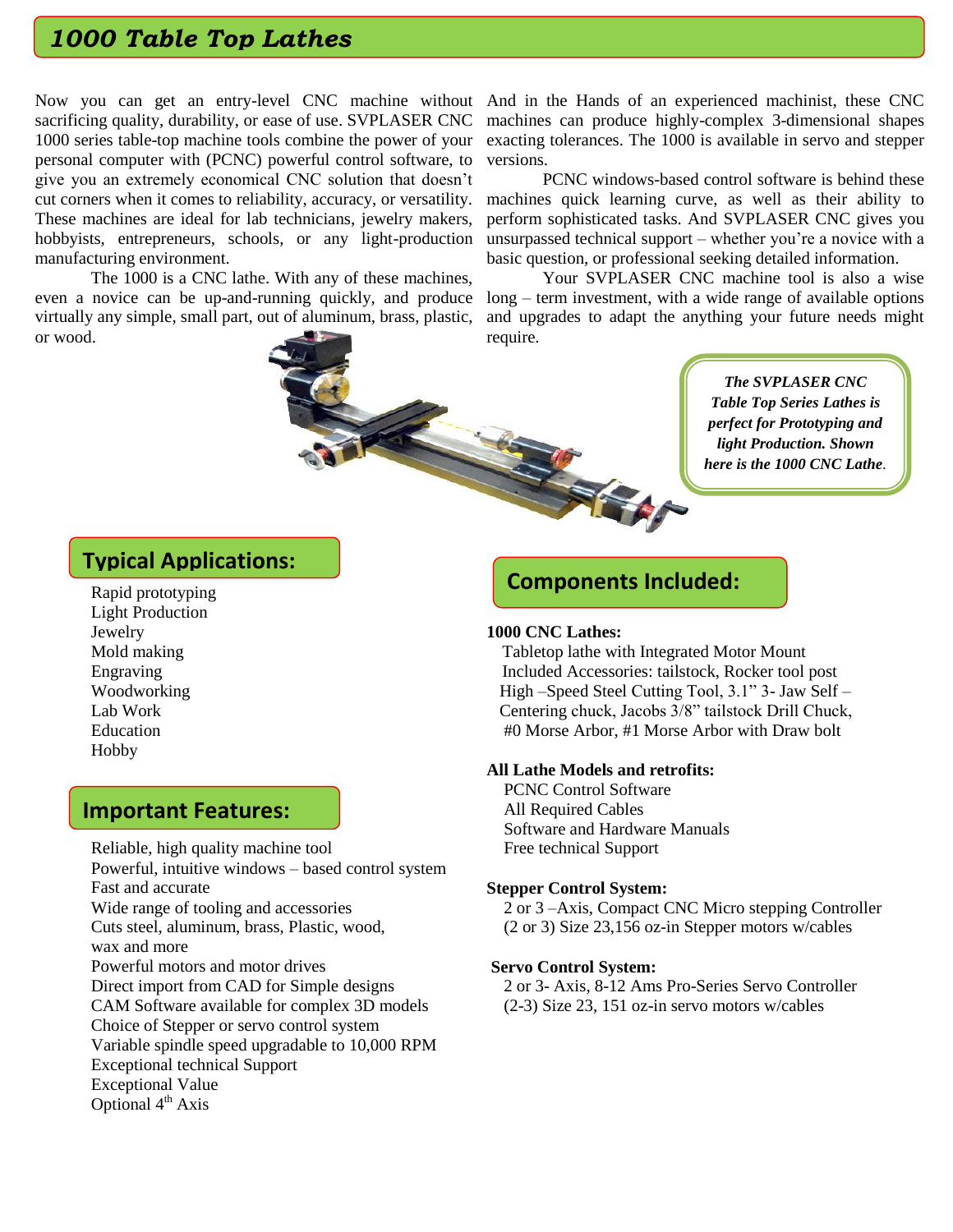# 1000 Table Top Lathes

Now you can get an entry-level CNC machine without sacrificing quality, durability, or ease of use. SVPLASER CNC 1000 series table-top machine tools combine the power of your personal computer with (PCNC) powerful control software, to give you an extremely economical CNC solution that doesn't cut corners when it comes to reliability, accuracy, or versatility. These machines are ideal for lab technicians, jewelry makers, hobbyists, entrepreneurs, schools, or any light-production manufacturing environment.

The 1000 is a CNC lathe. With any of these machines, even a novice can be up-and-running quickly, and produce virtually any simple, small part, out of aluminum, brass, plastic, or wood.

And in the Hands of an experienced machinist, these CNC machines can produce highly-complex 3-dimensional shapes exacting tolerances. The 1000 is available in servo and stepper versions.

PCNC windows-based control software is behind these machines quick learning curve, as well as their ability to perform sophisticated tasks. And SVPLASER CNC gives you unsurpassed technical support – whether you're a novice with a basic question, or professional seeking detailed information.

Your SVPLASER CNC machine tool is also a wise long – term investment, with a wide range of available options and upgrades to adapt the anything your future needs might require.

***The SVPLASER CNC Table Top Series Lathes is perfect for Prototyping and light Production. Shown here is the 1000 CNC Lathe.***

## Typical Applications:

Rapid prototyping
Light Production
Jewelry
Mold making
Engraving
Woodworking
Lab Work
Education
Hobby

## Important Features:

Reliable, high quality machine tool
Powerful, intuitive windows – based control system
Fast and accurate
Wide range of tooling and accessories
Cuts steel, aluminum, brass, Plastic, wood, wax and more
Powerful motors and motor drives
Direct import from CAD for Simple designs
CAM Software available for complex 3D models
Choice of Stepper or servo control system
Variable spindle speed upgradable to 10,000 RPM
Exceptional technical Support
Exceptional Value
Optional 4th Axis

## Components Included:

**1000 CNC Lathes:**

Tabletop lathe with Integrated Motor Mount
Included Accessories: tailstock, Rocker tool post High –Speed Steel Cutting Tool, 3.1" 3- Jaw Self – Centering chuck, Jacobs 3/8" tailstock Drill Chuck, #0 Morse Arbor, #1 Morse Arbor with Draw bolt

**All Lathe Models and retrofits:**

PCNC Control Software
All Required Cables
Software and Hardware Manuals
Free technical Support

**Stepper Control System:**

2 or 3 –Axis, Compact CNC Micro stepping Controller
(2 or 3) Size 23,156 oz-in Stepper motors w/cables

**Servo Control System:**

2 or 3- Axis, 8-12 Ams Pro-Series Servo Controller
(2-3) Size 23, 151 oz-in servo motors w/cables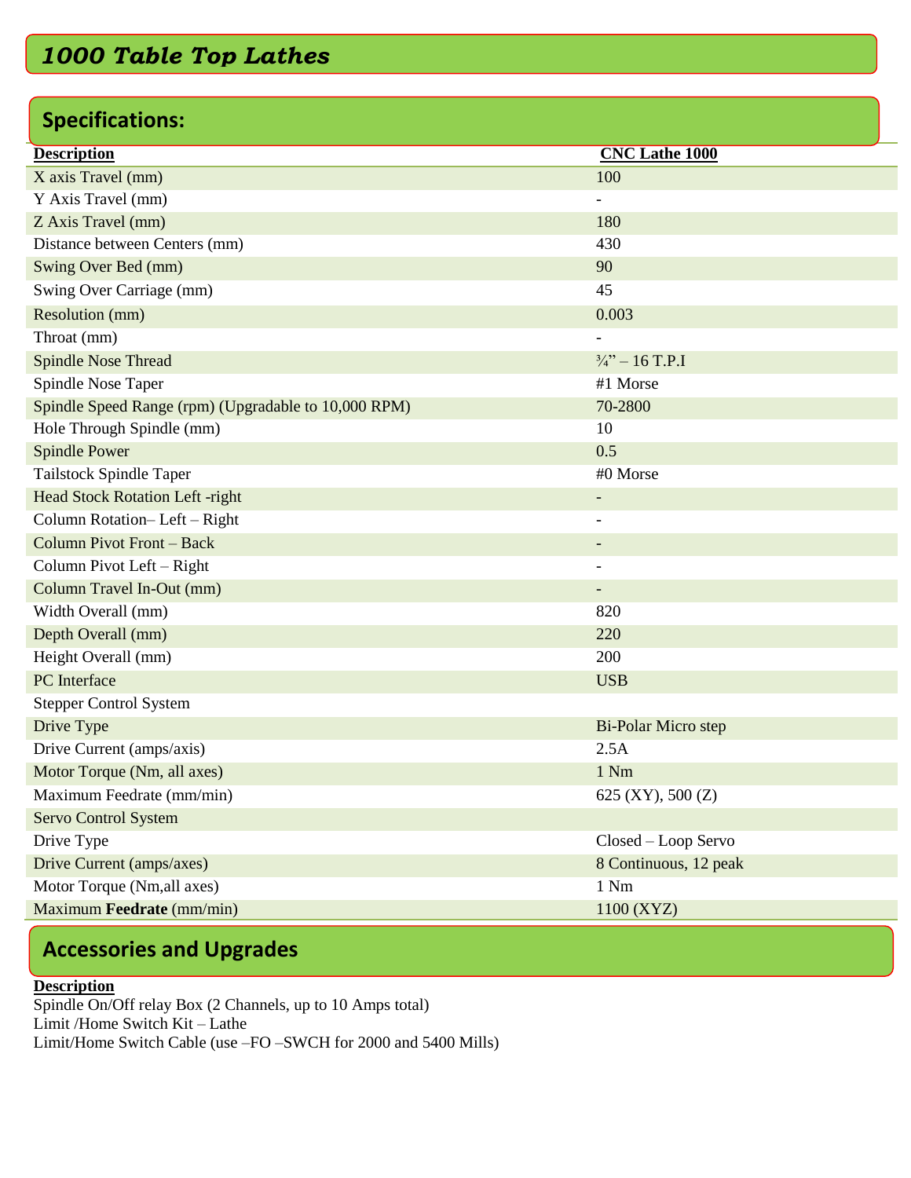# *1000 Table Top Lathes*

## Specifications:

| **Description** | **CNC Lathe 1000** |
|---|---|
| X axis Travel (mm) | 100 |
| Y Axis Travel (mm) | - |
| Z Axis Travel (mm) | 180 |
| Distance between Centers (mm) | 430 |
| Swing Over Bed (mm) | 90 |
| Swing Over Carriage (mm) | 45 |
| Resolution (mm) | 0.003 |
| Throat (mm) | - |
| Spindle Nose Thread | ¾" – 16 T.P.I |
| Spindle Nose Taper | #1 Morse |
| Spindle Speed Range (rpm) (Upgradable to 10,000 RPM) | 70-2800 |
| Hole Through Spindle (mm) | 10 |
| Spindle Power | 0.5 |
| Tailstock Spindle Taper | #0 Morse |
| Head Stock Rotation Left -right | - |
| Column Rotation– Left – Right | - |
| Column Pivot Front – Back | - |
| Column Pivot Left – Right | - |
| Column Travel In-Out (mm) | - |
| Width Overall (mm) | 820 |
| Depth Overall (mm) | 220 |
| Height Overall (mm) | 200 |
| PC Interface | USB |
| Stepper Control System | |
| Drive Type | Bi-Polar Micro step |
| Drive Current (amps/axis) | 2.5A |
| Motor Torque (Nm, all axes) | 1 Nm |
| Maximum Feedrate (mm/min) | 625 (XY), 500 (Z) |
| Servo Control System | |
| Drive Type | Closed – Loop Servo |
| Drive Current (amps/axes) | 8 Continuous, 12 peak |
| Motor Torque (Nm,all axes) | 1 Nm |
| Maximum **Feedrate** (mm/min) | 1100 (XYZ) |

## Accessories and Upgrades

**Description**

Spindle On/Off relay Box (2 Channels, up to 10 Amps total)
Limit /Home Switch Kit – Lathe
Limit/Home Switch Cable (use –FO –SWCH for 2000 and 5400 Mills)